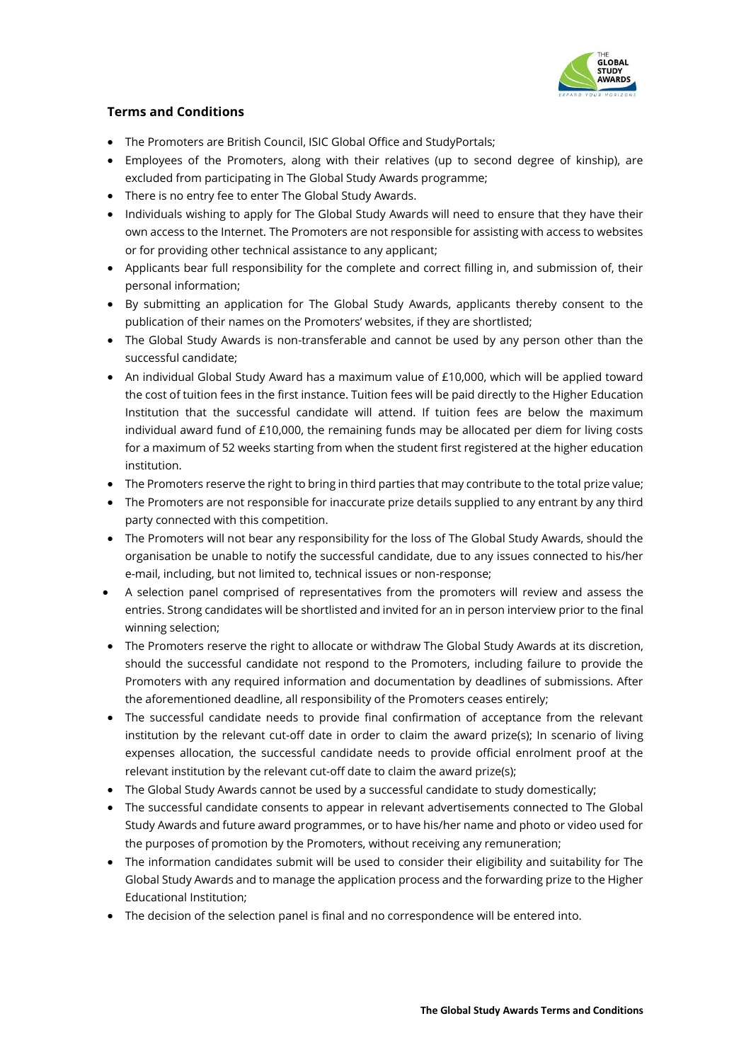## Terms and Conditions

- The Promoters are British Council, ISIC Global Office and StudyPortals;
- Employees of the Promoters, along with their relatives (up to second degree of kinship), are excluded from participating in The Global Study Awards programme;
- There is no entry fee to enter The Global Study Awards.
- Individuals wishing to apply for The Global Study Awards will need to ensure that they have their own access to the Internet. The Promoters are not responsible for assisting with access to websites or for providing other technical assistance to any applicant;
- Applicants bear full responsibility for the complete and correct filling in, and submission of, their personal information;
- By submitting an application for The Global Study Awards, applicants thereby consent to the publication of their names on the Promoters' websites, if they are shortlisted;
- The Global Study Awards is non-transferable and cannot be used by any person other than the successful candidate;
- An individual Global Study Award has a maximum value of £10,000, which will be applied toward the cost of tuition fees in the first instance. Tuition fees will be paid directly to the Higher Education Institution that the successful candidate will attend. If tuition fees are below the maximum individual award fund of £10,000, the remaining funds may be allocated per diem for living costs for a maximum of 52 weeks starting from when the student first registered at the higher education institution.
- The Promoters reserve the right to bring in third parties that may contribute to the total prize value;
- The Promoters are not responsible for inaccurate prize details supplied to any entrant by any third party connected with this competition.
- The Promoters will not bear any responsibility for the loss of The Global Study Awards, should the organisation be unable to notify the successful candidate, due to any issues connected to his/her e-mail, including, but not limited to, technical issues or non-response;
- A selection panel comprised of representatives from the promoters will review and assess the entries. Strong candidates will be shortlisted and invited for an in person interview prior to the final winning selection;
- The Promoters reserve the right to allocate or withdraw The Global Study Awards at its discretion, should the successful candidate not respond to the Promoters, including failure to provide the Promoters with any required information and documentation by deadlines of submissions. After the aforementioned deadline, all responsibility of the Promoters ceases entirely;
- The successful candidate needs to provide final confirmation of acceptance from the relevant institution by the relevant cut-off date in order to claim the award prize(s); In scenario of living expenses allocation, the successful candidate needs to provide official enrolment proof at the relevant institution by the relevant cut-off date to claim the award prize(s);
- The Global Study Awards cannot be used by a successful candidate to study domestically;
- The successful candidate consents to appear in relevant advertisements connected to The Global Study Awards and future award programmes, or to have his/her name and photo or video used for the purposes of promotion by the Promoters, without receiving any remuneration;
- The information candidates submit will be used to consider their eligibility and suitability for The Global Study Awards and to manage the application process and the forwarding prize to the Higher Educational Institution;
- The decision of the selection panel is final and no correspondence will be entered into.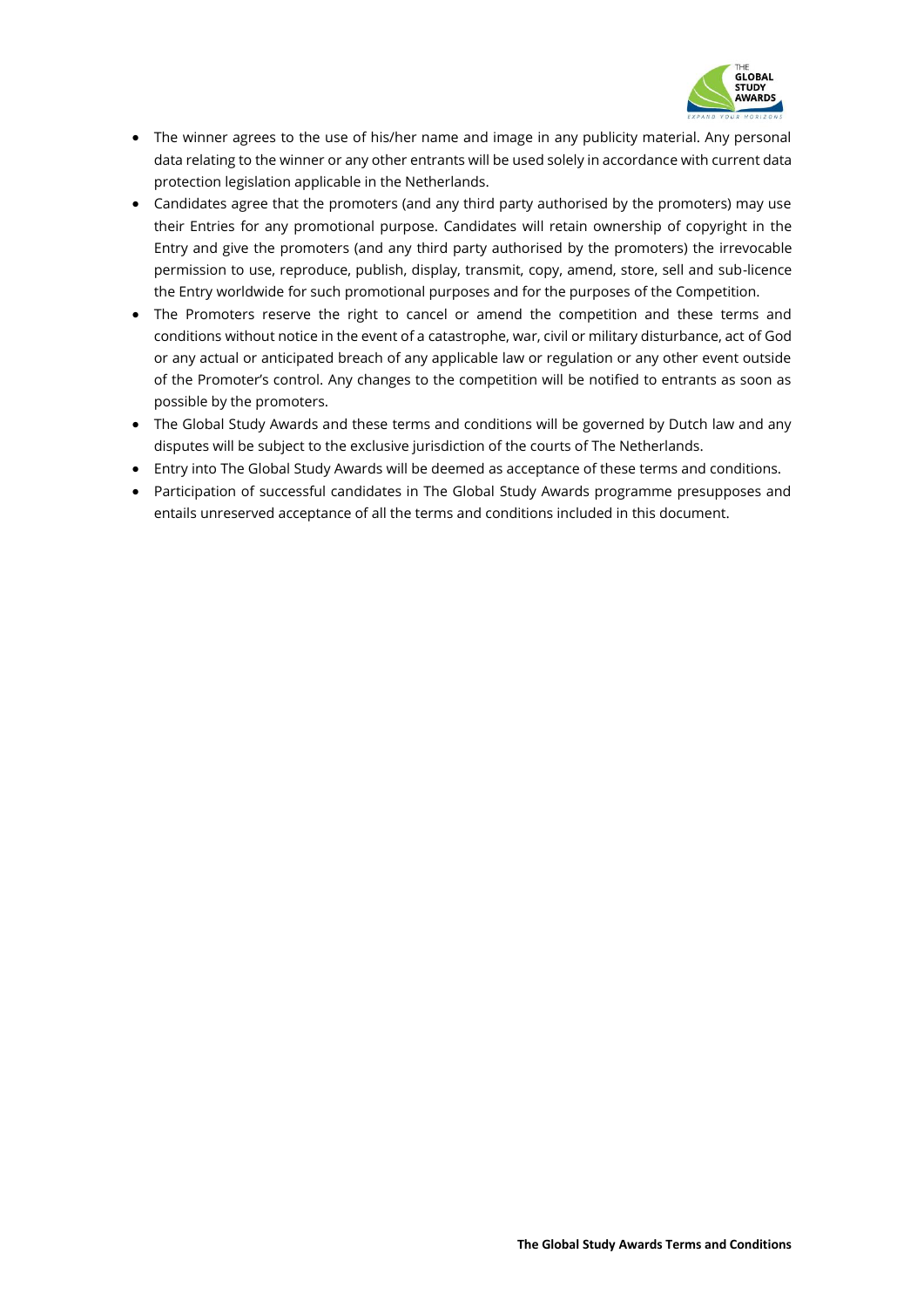- The winner agrees to the use of his/her name and image in any publicity material. Any personal data relating to the winner or any other entrants will be used solely in accordance with current data protection legislation applicable in the Netherlands.
- Candidates agree that the promoters (and any third party authorised by the promoters) may use their Entries for any promotional purpose. Candidates will retain ownership of copyright in the Entry and give the promoters (and any third party authorised by the promoters) the irrevocable permission to use, reproduce, publish, display, transmit, copy, amend, store, sell and sub-licence the Entry worldwide for such promotional purposes and for the purposes of the Competition.
- The Promoters reserve the right to cancel or amend the competition and these terms and conditions without notice in the event of a catastrophe, war, civil or military disturbance, act of God or any actual or anticipated breach of any applicable law or regulation or any other event outside of the Promoter's control. Any changes to the competition will be notified to entrants as soon as possible by the promoters.
- The Global Study Awards and these terms and conditions will be governed by Dutch law and any disputes will be subject to the exclusive jurisdiction of the courts of The Netherlands.
- Entry into The Global Study Awards will be deemed as acceptance of these terms and conditions.
- Participation of successful candidates in The Global Study Awards programme presupposes and entails unreserved acceptance of all the terms and conditions included in this document.